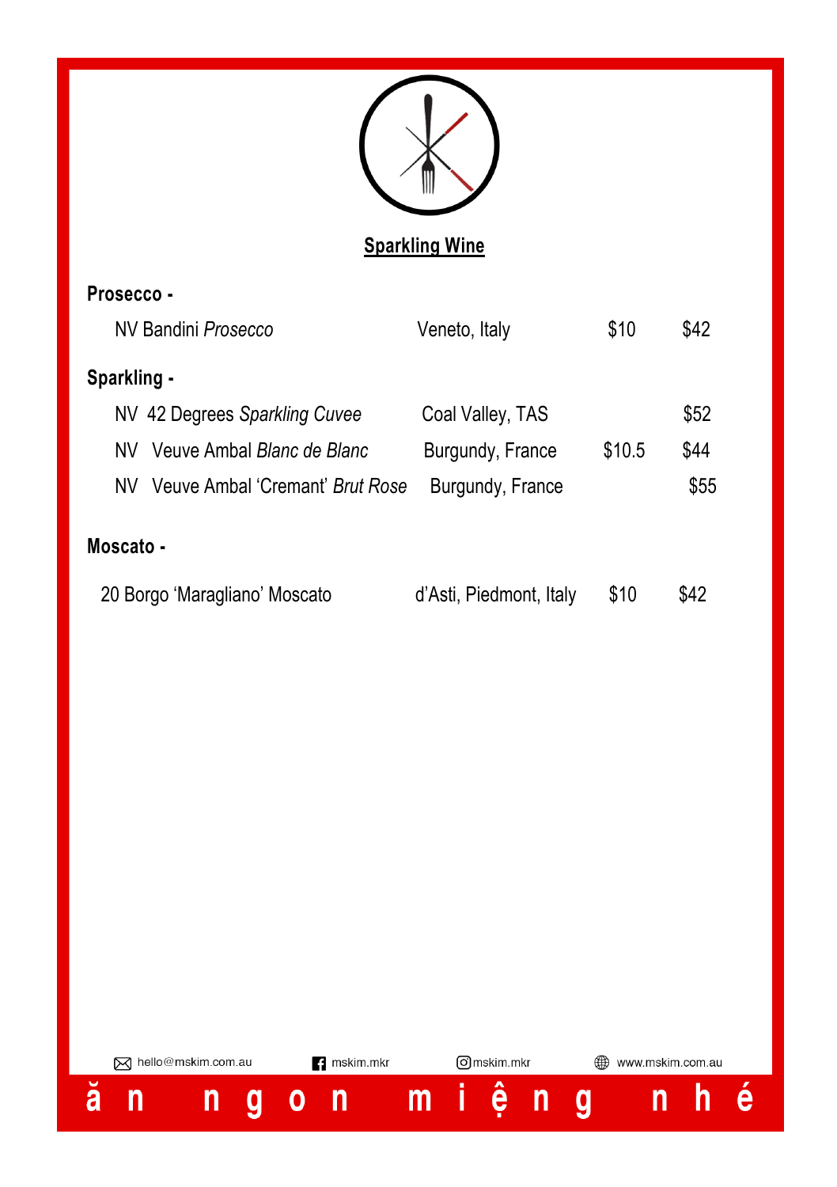## Sparkling Wine

**Prosecco -**

| | | | |
|---|---|---|---|
| NV Bandini *Prosecco* | Veneto, Italy | $10 | $42 |

**Sparkling -**

| | | | |
|---|---|---|---|
| NV 42 Degrees *Sparkling Cuvee* | Coal Valley, TAS | | $52 |
| NV Veuve Ambal *Blanc de Blanc* | Burgundy, France | $10.5 | $44 |
| NV Veuve Ambal 'Cremant' *Brut Rose* | Burgundy, France | | $55 |

**Moscato -**

| | | | |
|---|---|---|---|
| 20 Borgo 'Maragliano' Moscato | d'Asti, Piedmont, Italy | $10 | $42 |

hello@mskim.com.au mskim.mkr mskim.mkr www.mskim.com.au

ăn ngon miệng nhé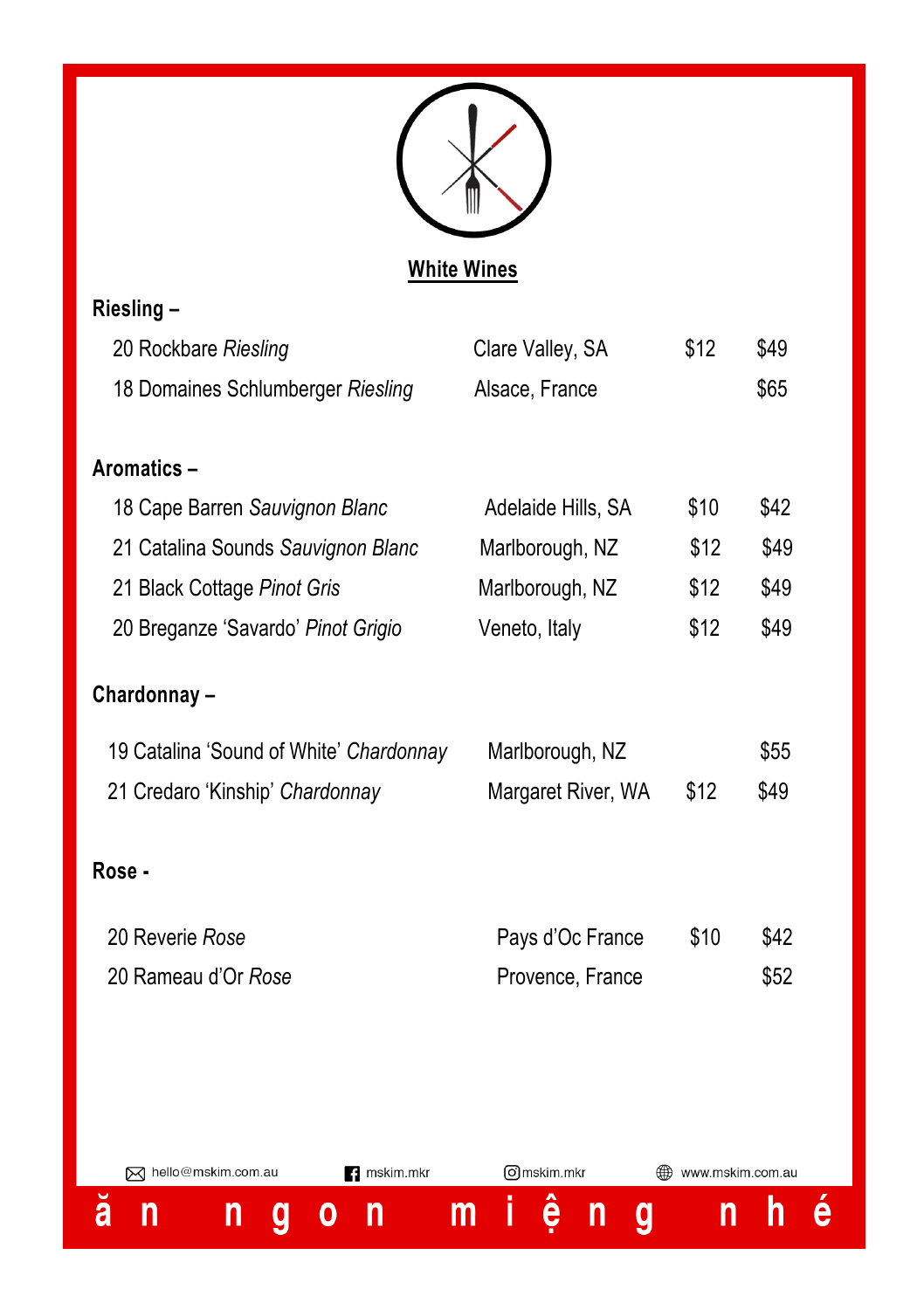# White Wines

## Riesling –

| Wine | Region | Glass | Bottle |
|---|---|---|---|
| 20 Rockbare *Riesling* | Clare Valley, SA | $12 | $49 |
| 18 Domaines Schlumberger *Riesling* | Alsace, France | | $65 |

## Aromatics –

| Wine | Region | Glass | Bottle |
|---|---|---|---|
| 18 Cape Barren *Sauvignon Blanc* | Adelaide Hills, SA | $10 | $42 |
| 21 Catalina Sounds *Sauvignon Blanc* | Marlborough, NZ | $12 | $49 |
| 21 Black Cottage *Pinot Gris* | Marlborough, NZ | $12 | $49 |
| 20 Breganze 'Savardo' *Pinot Grigio* | Veneto, Italy | $12 | $49 |

## Chardonnay –

| Wine | Region | Glass | Bottle |
|---|---|---|---|
| 19 Catalina 'Sound of White' *Chardonnay* | Marlborough, NZ | | $55 |
| 21 Credaro 'Kinship' *Chardonnay* | Margaret River, WA | $12 | $49 |

## Rose -

| Wine | Region | Glass | Bottle |
|---|---|---|---|
| 20 Reverie *Rose* | Pays d'Oc France | $10 | $42 |
| 20 Rameau d'Or *Rose* | Provence, France | | $52 |

hello@mskim.com.au | mskim.mkr | mskim.mkr | www.mskim.com.au

ăn ngon miệng nhé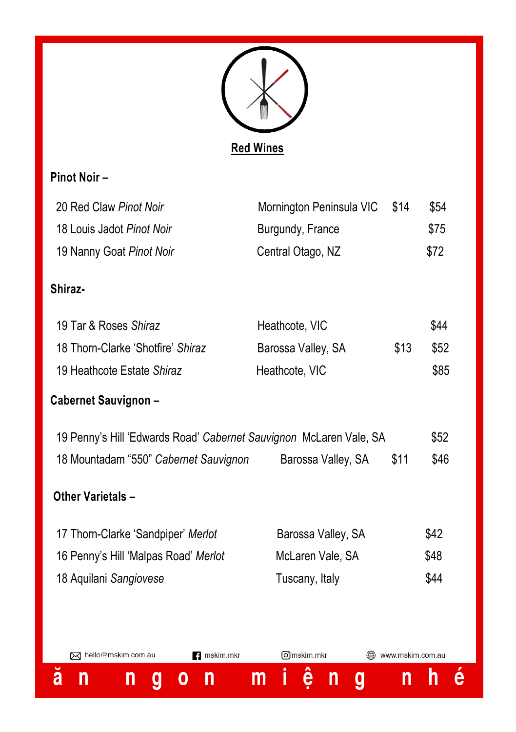# Red Wines

## Pinot Noir –

| Wine | Region | Glass | Bottle |
|---|---|---|---|
| 20 Red Claw *Pinot Noir* | Mornington Peninsula VIC | $14 | $54 |
| 18 Louis Jadot *Pinot Noir* | Burgundy, France | | $75 |
| 19 Nanny Goat *Pinot Noir* | Central Otago, NZ | | $72 |

## Shiraz-

| Wine | Region | Glass | Bottle |
|---|---|---|---|
| 19 Tar & Roses *Shiraz* | Heathcote, VIC | | $44 |
| 18 Thorn-Clarke 'Shotfire' *Shiraz* | Barossa Valley, SA | $13 | $52 |
| 19 Heathcote Estate *Shiraz* | Heathcote, VIC | | $85 |

## Cabernet Sauvignon –

| Wine | Region | Glass | Bottle |
|---|---|---|---|
| 19 Penny's Hill 'Edwards Road' *Cabernet Sauvignon* | McLaren Vale, SA | | $52 |
| 18 Mountadam "550" *Cabernet Sauvignon* | Barossa Valley, SA | $11 | $46 |

## Other Varietals –

| Wine | Region | Glass | Bottle |
|---|---|---|---|
| 17 Thorn-Clarke 'Sandpiper' *Merlot* | Barossa Valley, SA | | $42 |
| 16 Penny's Hill 'Malpas Road' *Merlot* | McLaren Vale, SA | | $48 |
| 18 Aquilani *Sangiovese* | Tuscany, Italy | | $44 |

hello@mskim.com.au | mskim.mkr | mskim.mkr | www.mskim.com.au

ăn ngon miệng nhé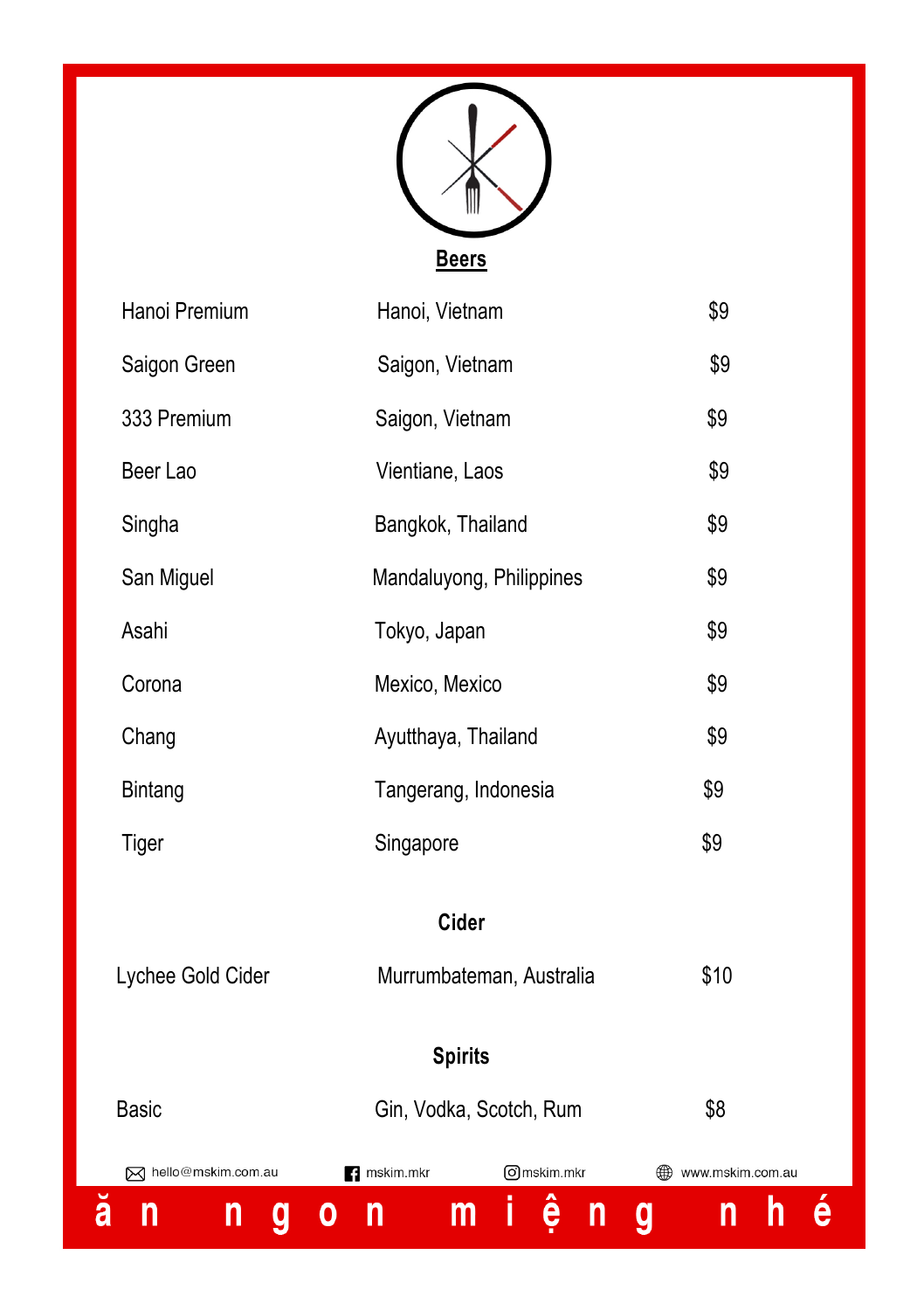## Beers

| | | |
|---|---|---|
| Hanoi Premium | Hanoi, Vietnam | $9 |
| Saigon Green | Saigon, Vietnam | $9 |
| 333 Premium | Saigon, Vietnam | $9 |
| Beer Lao | Vientiane, Laos | $9 |
| Singha | Bangkok, Thailand | $9 |
| San Miguel | Mandaluyong, Philippines | $9 |
| Asahi | Tokyo, Japan | $9 |
| Corona | Mexico, Mexico | $9 |
| Chang | Ayutthaya, Thailand | $9 |
| Bintang | Tangerang, Indonesia | $9 |
| Tiger | Singapore | $9 |

## Cider

| | | |
|---|---|---|
| Lychee Gold Cider | Murrumbateman, Australia | $10 |

## Spirits

| | | |
|---|---|---|
| Basic | Gin, Vodka, Scotch, Rum | $8 |

hello@mskim.com.au mskim.mkr mskim.mkr www.mskim.com.au

ăn ngon miệng nhé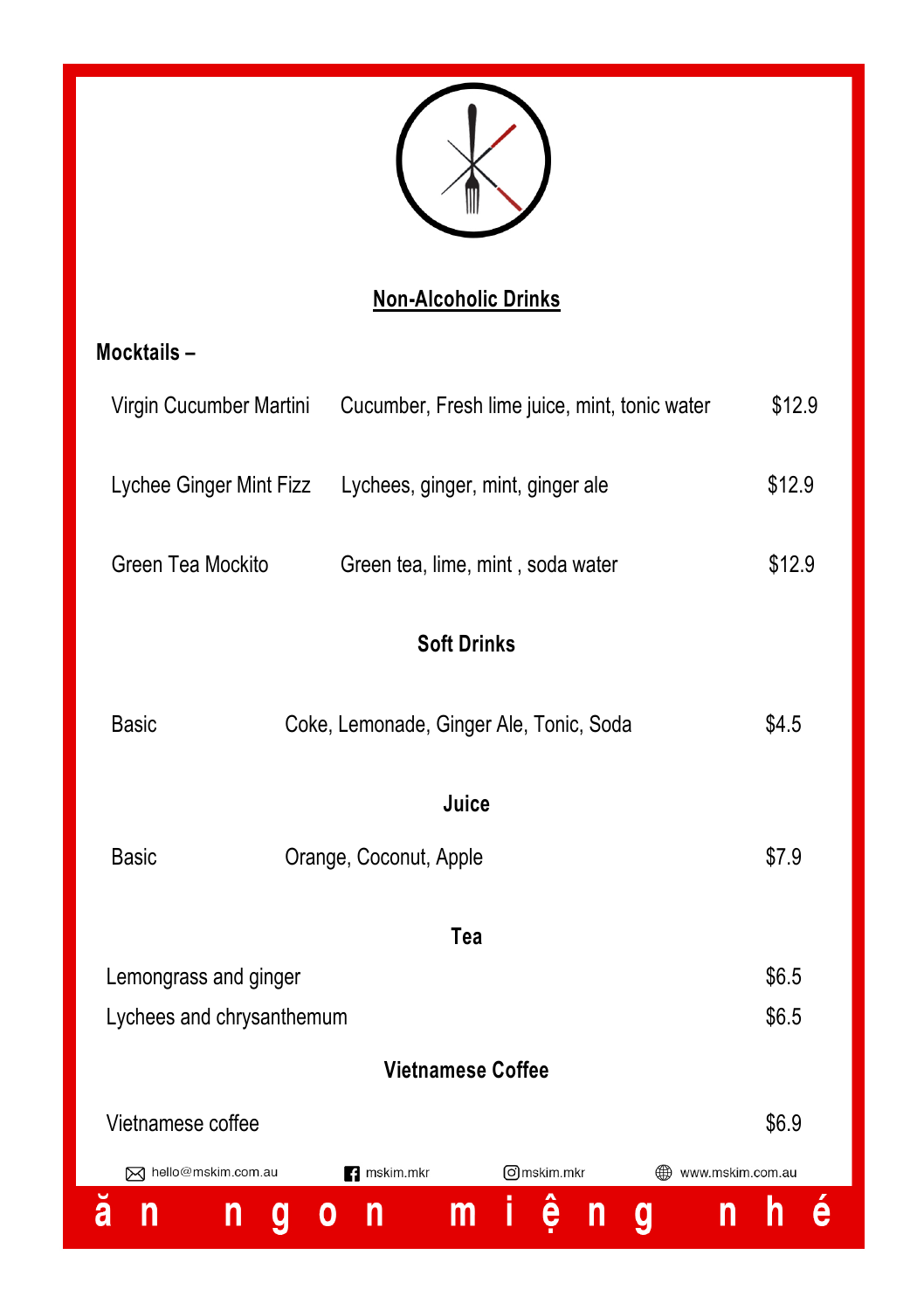# Non-Alcoholic Drinks

## Mocktails –

| Item | Description | Price |
| --- | --- | --- |
| Virgin Cucumber Martini | Cucumber, Fresh lime juice, mint, tonic water | $12.9 |
| Lychee Ginger Mint Fizz | Lychees, ginger, mint, ginger ale | $12.9 |
| Green Tea Mockito | Green tea, lime, mint , soda water | $12.9 |

## Soft Drinks

| Item | Description | Price |
| --- | --- | --- |
| Basic | Coke, Lemonade, Ginger Ale, Tonic, Soda | $4.5 |

## Juice

| Item | Description | Price |
| --- | --- | --- |
| Basic | Orange, Coconut, Apple | $7.9 |

## Tea

| Item | Price |
| --- | --- |
| Lemongrass and ginger | $6.5 |
| Lychees and chrysanthemum | $6.5 |

## Vietnamese Coffee

| Item | Price |
| --- | --- |
| Vietnamese coffee | $6.9 |

hello@mskim.com.au mskim.mkr mskim.mkr www.mskim.com.au

ăn ngon miệng nhé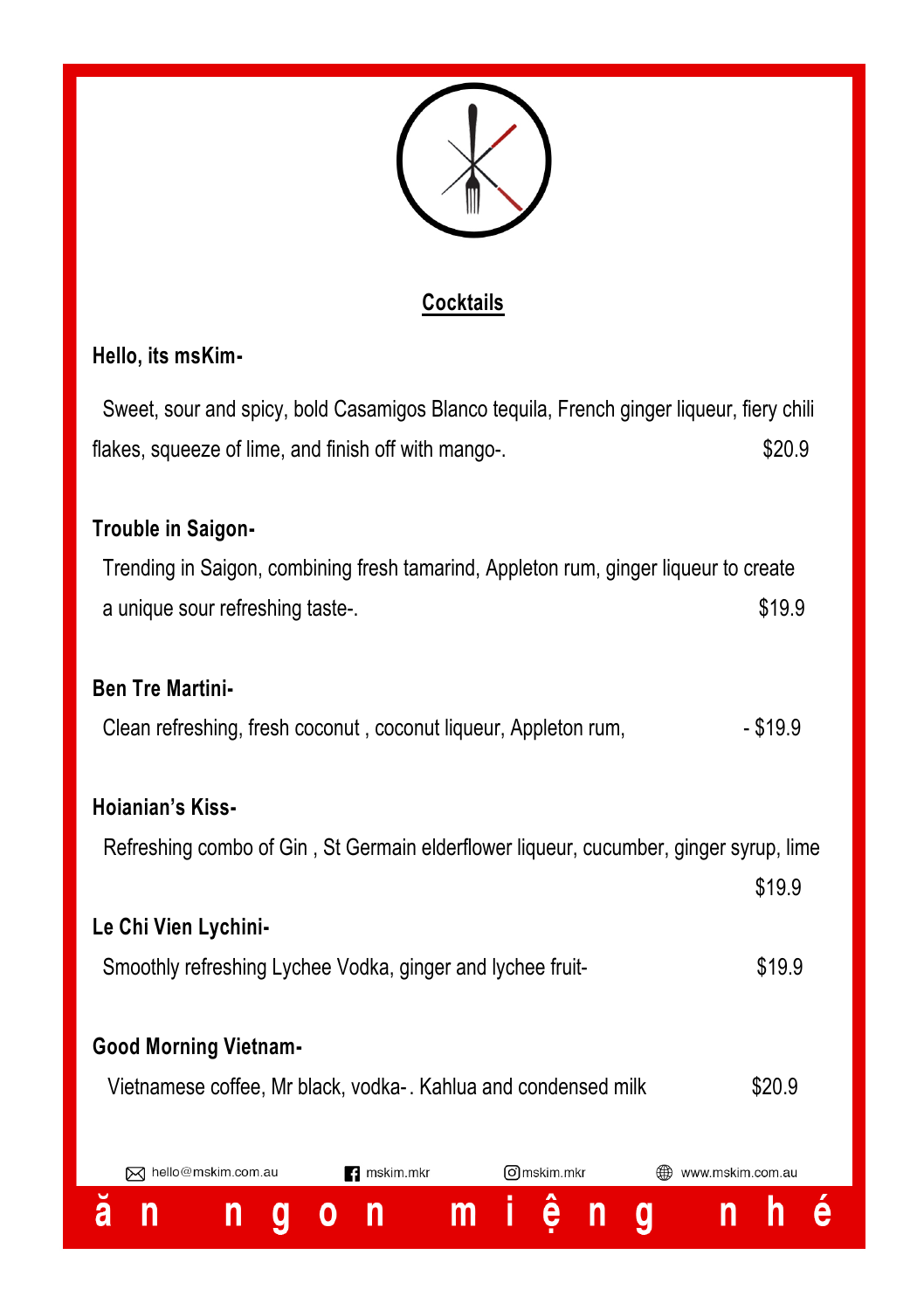## Cocktails

**Hello, its msKim-**

Sweet, sour and spicy, bold Casamigos Blanco tequila, French ginger liqueur, fiery chili flakes, squeeze of lime, and finish off with mango-. $20.9

**Trouble in Saigon-**

Trending in Saigon, combining fresh tamarind, Appleton rum, ginger liqueur to create a unique sour refreshing taste-. $19.9

**Ben Tre Martini-**

Clean refreshing, fresh coconut , coconut liqueur, Appleton rum, - $19.9

**Hoianian's Kiss-**

Refreshing combo of Gin , St Germain elderflower liqueur, cucumber, ginger syrup, lime $19.9

**Le Chi Vien Lychini-**

Smoothly refreshing Lychee Vodka, ginger and lychee fruit- $19.9

**Good Morning Vietnam-**

Vietnamese coffee, Mr black, vodka- . Kahlua and condensed milk $20.9

hello@mskim.com.au mskim.mkr mskim.mkr www.mskim.com.au

ăn ngon miệng nhé